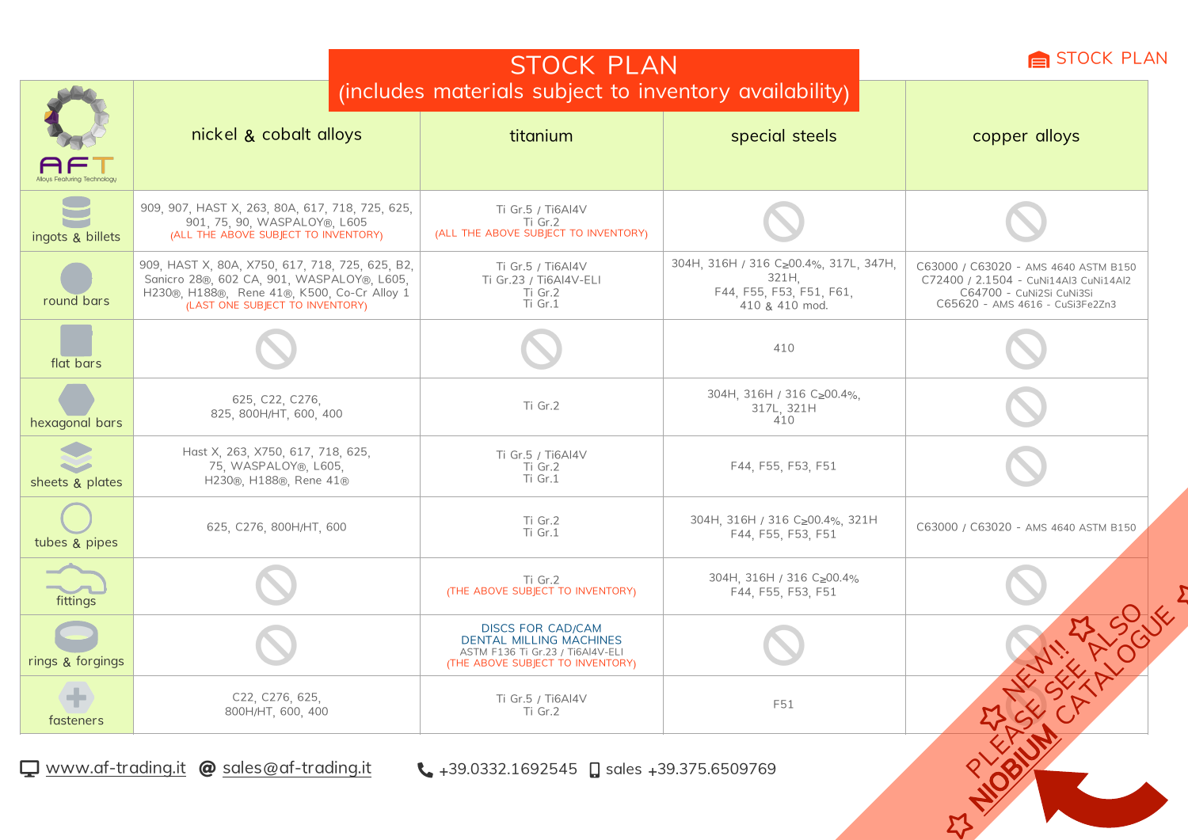# STOCK PLAN

(includes materials subject to inventory availability)

STOCK PLAN

| AFT Alloys Featuring Technology | nickel & cobalt alloys | titanium | special steels | copper alloys |
|---|---|---|---|---|
| ingots & billets | 909, 907, HAST X, 263, 80A, 617, 718, 725, 625, 901, 75, 90, WASPALOY®, L605 (ALL THE ABOVE SUBJECT TO INVENTORY) | Ti Gr.5 / Ti6Al4V Ti Gr.2 (ALL THE ABOVE SUBJECT TO INVENTORY) | ⃠ | ⃠ |
| round bars | 909, HAST X, 80A, X750, 617, 718, 725, 625, B2, Sanicro 28®, 602 CA, 901, WASPALOY®, L605, H230®, H188®, Rene 41®, K500, Co-Cr Alloy 1 (LAST ONE SUBJECT TO INVENTORY) | Ti Gr.5 / Ti6Al4V Ti Gr.23 / Ti6Al4V-ELI Ti Gr.2 Ti Gr.1 | 304H, 316H / 316 C≥00.4%, 317L, 347H, 321H, F44, F55, F53, F51, F61, 410 & 410 mod. | C63000 / C63020 - AMS 4640 ASTM B150 C72400 / 2.1504 - CuNi14Al3 CuNi14Al2 C64700 - CuNi2Si CuNi3Si C65620 - AMS 4616 - CuSi3Fe2Zn3 |
| flat bars | ⃠ | ⃠ | 410 | ⃠ |
| hexagonal bars | 625, C22, C276, 825, 800H/HT, 600, 400 | Ti Gr.2 | 304H, 316H / 316 C≥00.4%, 317L, 321H 410 | ⃠ |
| sheets & plates | Hast X, 263, X750, 617, 718, 625, 75, WASPALOY®, L605, H230®, H188®, Rene 41® | Ti Gr.5 / Ti6Al4V Ti Gr.2 Ti Gr.1 | F44, F55, F53, F51 | ⃠ |
| tubes & pipes | 625, C276, 800H/HT, 600 | Ti Gr.2 Ti Gr.1 | 304H, 316H / 316 C≥00.4%, 321H F44, F55, F53, F51 | C63000 / C63020 - AMS 4640 ASTM B150 |
| fittings | ⃠ | Ti Gr.2 (THE ABOVE SUBJECT TO INVENTORY) | 304H, 316H / 316 C≥00.4% F44, F55, F53, F51 | ⃠ |
| rings & forgings | ⃠ | DISCS FOR CAD/CAM DENTAL MILLING MACHINES ASTM F136 Ti Gr.23 / Ti6Al4V-ELI (THE ABOVE SUBJECT TO INVENTORY) | ⃠ | ⃠ |
| fasteners | C22, C276, 625, 800H/HT, 600, 400 | Ti Gr.5 / Ti6Al4V Ti Gr.2 | F51 | |

☆ NEW!! ☆ PLEASE SEE ALSO NIOBIUM CATALOGUE ☆

www.af-trading.it @ sales@af-trading.it ☎ +39.0332.1692545 sales +39.375.6509769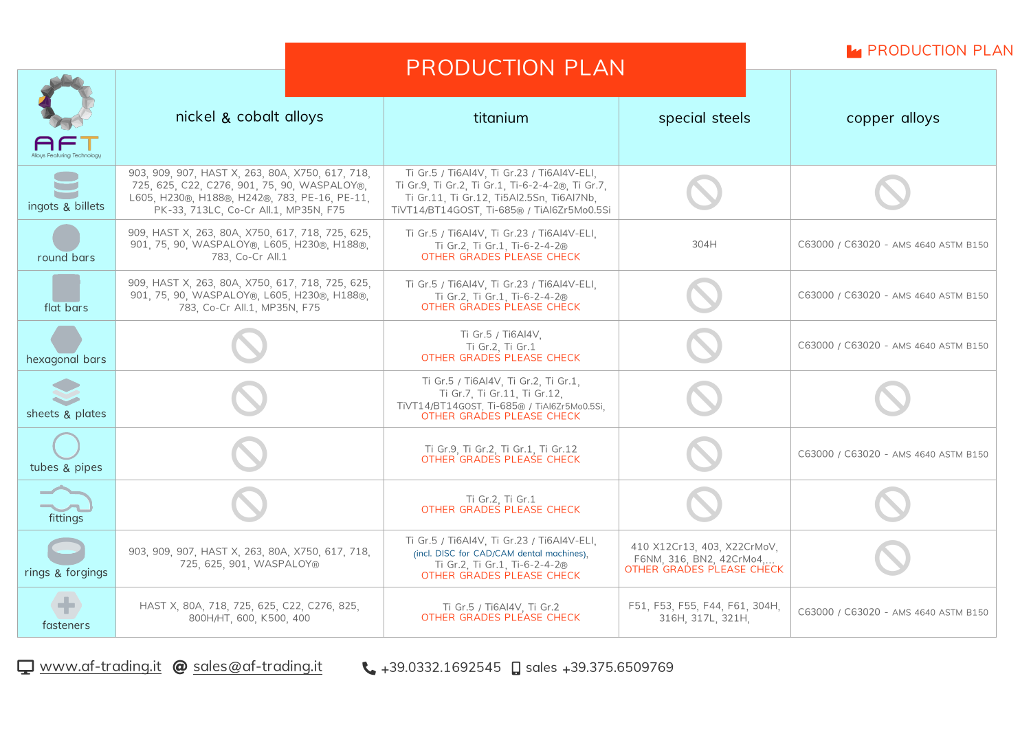# PRODUCTION PLAN

| AFT Alloys Featuring Technology | nickel & cobalt alloys | titanium | special steels | copper alloys |
|---|---|---|---|---|
| ingots & billets | 903, 909, 907, HAST X, 263, 80A, X750, 617, 718, 725, 625, C22, C276, 901, 75, 90, WASPALOY®, L605, H230®, H188®, H242®, 783, PE-16, PE-11, PK-33, 713LC, Co-Cr All.1, MP35N, F75 | Ti Gr.5 / Ti6Al4V, Ti Gr.23 / Ti6Al4V-ELI, Ti Gr.9, Ti Gr.2, Ti Gr.1, Ti-6-2-4-2®, Ti Gr.7, Ti Gr.11, Ti Gr.12, Ti5Al2.5Sn, Ti6Al7Nb, TiVT14/BT14GOST, Ti-685® / TiAl6Zr5Mo0.5Si | ⃠ | ⃠ |
| round bars | 909, HAST X, 263, 80A, X750, 617, 718, 725, 625, 901, 75, 90, WASPALOY®, L605, H230®, H188®, 783, Co-Cr All.1 | Ti Gr.5 / Ti6Al4V, Ti Gr.23 / Ti6Al4V-ELI, Ti Gr.2, Ti Gr.1, Ti-6-2-4-2® OTHER GRADES PLEASE CHECK | 304H | C63000 / C63020 - AMS 4640 ASTM B150 |
| flat bars | 909, HAST X, 263, 80A, X750, 617, 718, 725, 625, 901, 75, 90, WASPALOY®, L605, H230®, H188®, 783, Co-Cr All.1, MP35N, F75 | Ti Gr.5 / Ti6Al4V, Ti Gr.23 / Ti6Al4V-ELI, Ti Gr.2, Ti Gr.1, Ti-6-2-4-2® OTHER GRADES PLEASE CHECK | ⃠ | C63000 / C63020 - AMS 4640 ASTM B150 |
| hexagonal bars | ⃠ | Ti Gr.5 / Ti6Al4V, Ti Gr.2, Ti Gr.1 OTHER GRADES PLEASE CHECK | ⃠ | C63000 / C63020 - AMS 4640 ASTM B150 |
| sheets & plates | ⃠ | Ti Gr.5 / Ti6Al4V, Ti Gr.2, Ti Gr.1, Ti Gr.7, Ti Gr.11, Ti Gr.12, TiVT14/BT14GOST, Ti-685® / TiAl6Zr5Mo0.5Si, OTHER GRADES PLEASE CHECK | ⃠ | ⃠ |
| tubes & pipes | ⃠ | Ti Gr.9, Ti Gr.2, Ti Gr.1, Ti Gr.12 OTHER GRADES PLEASE CHECK | ⃠ | C63000 / C63020 - AMS 4640 ASTM B150 |
| fittings | ⃠ | Ti Gr.2, Ti Gr.1 OTHER GRADES PLEASE CHECK | ⃠ | ⃠ |
| rings & forgings | 903, 909, 907, HAST X, 263, 80A, X750, 617, 718, 725, 625, 901, WASPALOY® | Ti Gr.5 / Ti6Al4V, Ti Gr.23 / Ti6Al4V-ELI, (incl. DISC for CAD/CAM dental machines), Ti Gr.2, Ti Gr.1, Ti-6-2-4-2® OTHER GRADES PLEASE CHECK | 410 X12Cr13, 403, X22CrMoV, F6NM, 316, BN2, 42CrMo4,... OTHER GRADES PLEASE CHECK | ⃠ |
| fasteners | HAST X, 80A, 718, 725, 625, C22, C276, 825, 800H/HT, 600, K500, 400 | Ti Gr.5 / Ti6Al4V, Ti Gr.2 OTHER GRADES PLEASE CHECK | F51, F53, F55, F44, F61, 304H, 316H, 317L, 321H, | C63000 / C63020 - AMS 4640 ASTM B150 |

www.af-trading.it @ sales@af-trading.it ☎ +39.0332.1692545 sales +39.375.6509769